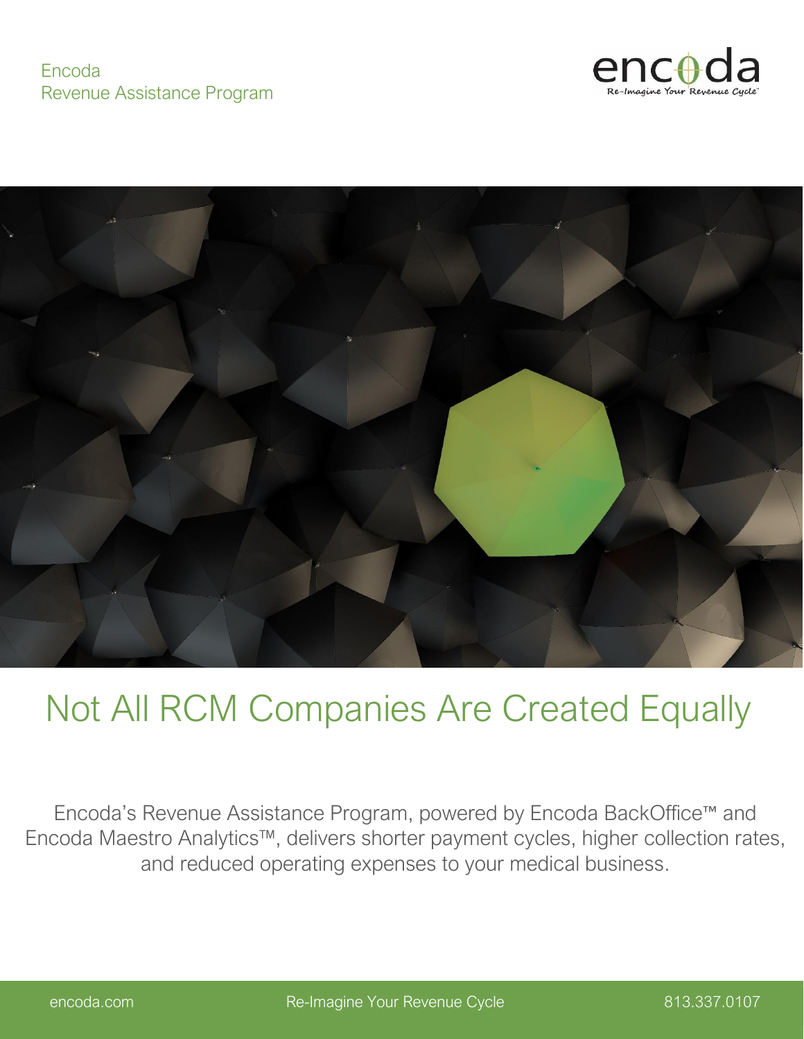Encoda
Revenue Assistance Program

# Not All RCM Companies Are Created Equally

Encoda's Revenue Assistance Program, powered by Encoda BackOffice™ and Encoda Maestro Analytics™, delivers shorter payment cycles, higher collection rates, and reduced operating expenses to your medical business.

encoda.com | Re-Imagine Your Revenue Cycle | 813.337.0107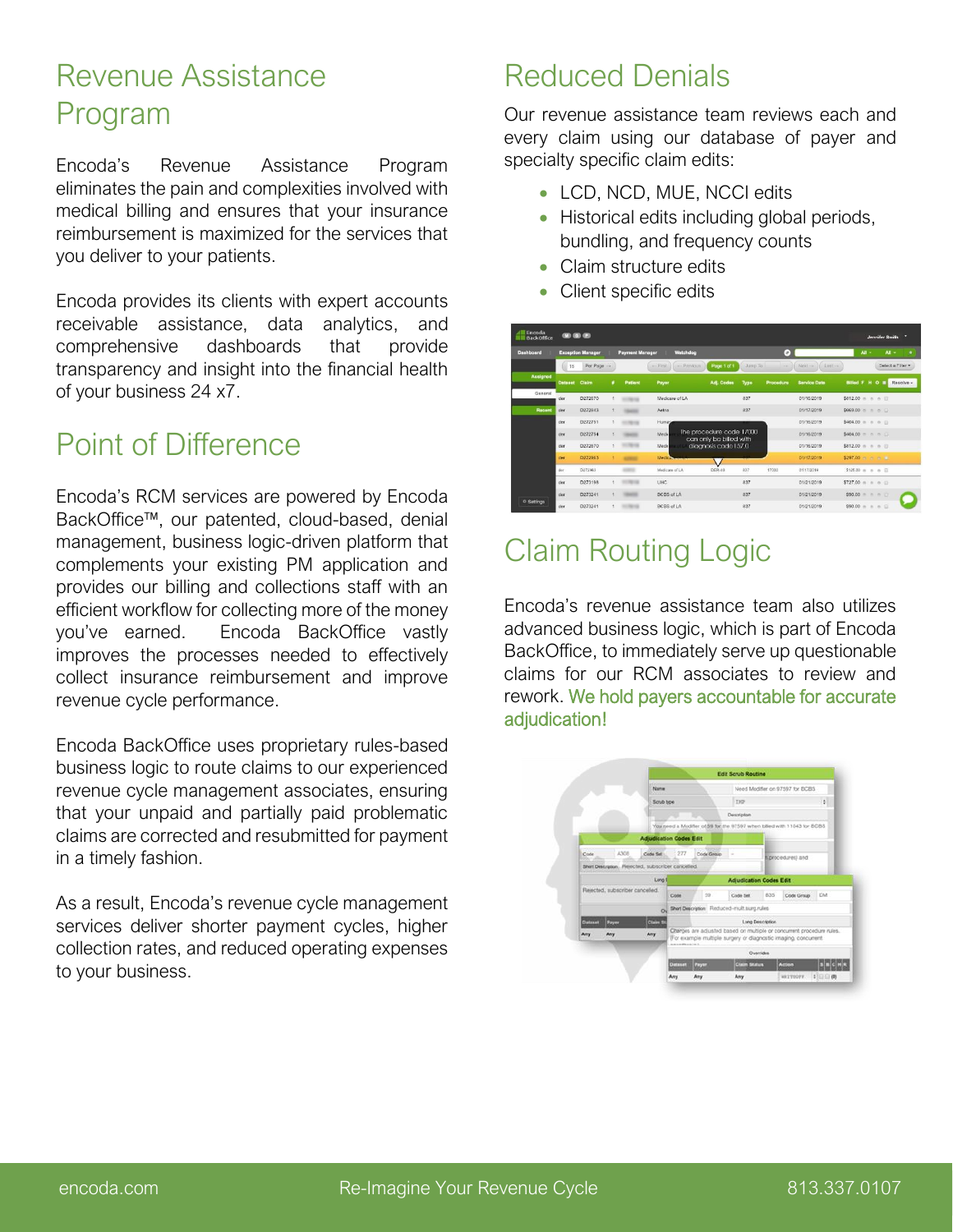# Revenue Assistance Program

Encoda's Revenue Assistance Program eliminates the pain and complexities involved with medical billing and ensures that your insurance reimbursement is maximized for the services that you deliver to your patients.

Encoda provides its clients with expert accounts receivable assistance, data analytics, and comprehensive dashboards that provide transparency and insight into the financial health of your business 24 x7.

# Point of Difference

Encoda's RCM services are powered by Encoda BackOffice™, our patented, cloud-based, denial management, business logic-driven platform that complements your existing PM application and provides our billing and collections staff with an efficient workflow for collecting more of the money you've earned. Encoda BackOffice vastly improves the processes needed to effectively collect insurance reimbursement and improve revenue cycle performance.

Encoda BackOffice uses proprietary rules-based business logic to route claims to our experienced revenue cycle management associates, ensuring that your unpaid and partially paid problematic claims are corrected and resubmitted for payment in a timely fashion.

As a result, Encoda's revenue cycle management services deliver shorter payment cycles, higher collection rates, and reduced operating expenses to your business.

# Reduced Denials

Our revenue assistance team reviews each and every claim using our database of payer and specialty specific claim edits:

- LCD, NCD, MUE, NCCI edits
- Historical edits including global periods, bundling, and frequency counts
- Claim structure edits
- Client specific edits

# Claim Routing Logic

Encoda's revenue assistance team also utilizes advanced business logic, which is part of Encoda BackOffice, to immediately serve up questionable claims for our RCM associates to review and rework. We hold payers accountable for accurate adjudication!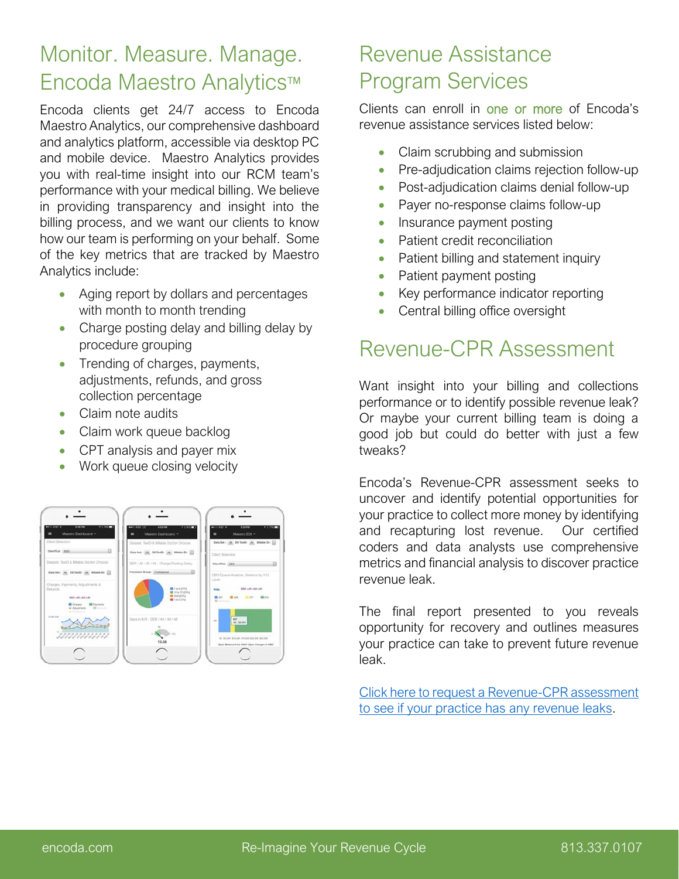# Monitor. Measure. Manage. Encoda Maestro Analytics™

Encoda clients get 24/7 access to Encoda Maestro Analytics, our comprehensive dashboard and analytics platform, accessible via desktop PC and mobile device. Maestro Analytics provides you with real-time insight into our RCM team's performance with your medical billing. We believe in providing transparency and insight into the billing process, and we want our clients to know how our team is performing on your behalf. Some of the key metrics that are tracked by Maestro Analytics include:

- Aging report by dollars and percentages with month to month trending
- Charge posting delay and billing delay by procedure grouping
- Trending of charges, payments, adjustments, refunds, and gross collection percentage
- Claim note audits
- Claim work queue backlog
- CPT analysis and payer mix
- Work queue closing velocity

# Revenue Assistance Program Services

Clients can enroll in one or more of Encoda's revenue assistance services listed below:

- Claim scrubbing and submission
- Pre-adjudication claims rejection follow-up
- Post-adjudication claims denial follow-up
- Payer no-response claims follow-up
- Insurance payment posting
- Patient credit reconciliation
- Patient billing and statement inquiry
- Patient payment posting
- Key performance indicator reporting
- Central billing office oversight

# Revenue-CPR Assessment

Want insight into your billing and collections performance or to identify possible revenue leak? Or maybe your current billing team is doing a good job but could do better with just a few tweaks?

Encoda's Revenue-CPR assessment seeks to uncover and identify potential opportunities for your practice to collect more money by identifying and recapturing lost revenue. Our certified coders and data analysts use comprehensive metrics and financial analysis to discover practice revenue leak.

The final report presented to you reveals opportunity for recovery and outlines measures your practice can take to prevent future revenue leak.

Click here to request a Revenue-CPR assessment to see if your practice has any revenue leaks.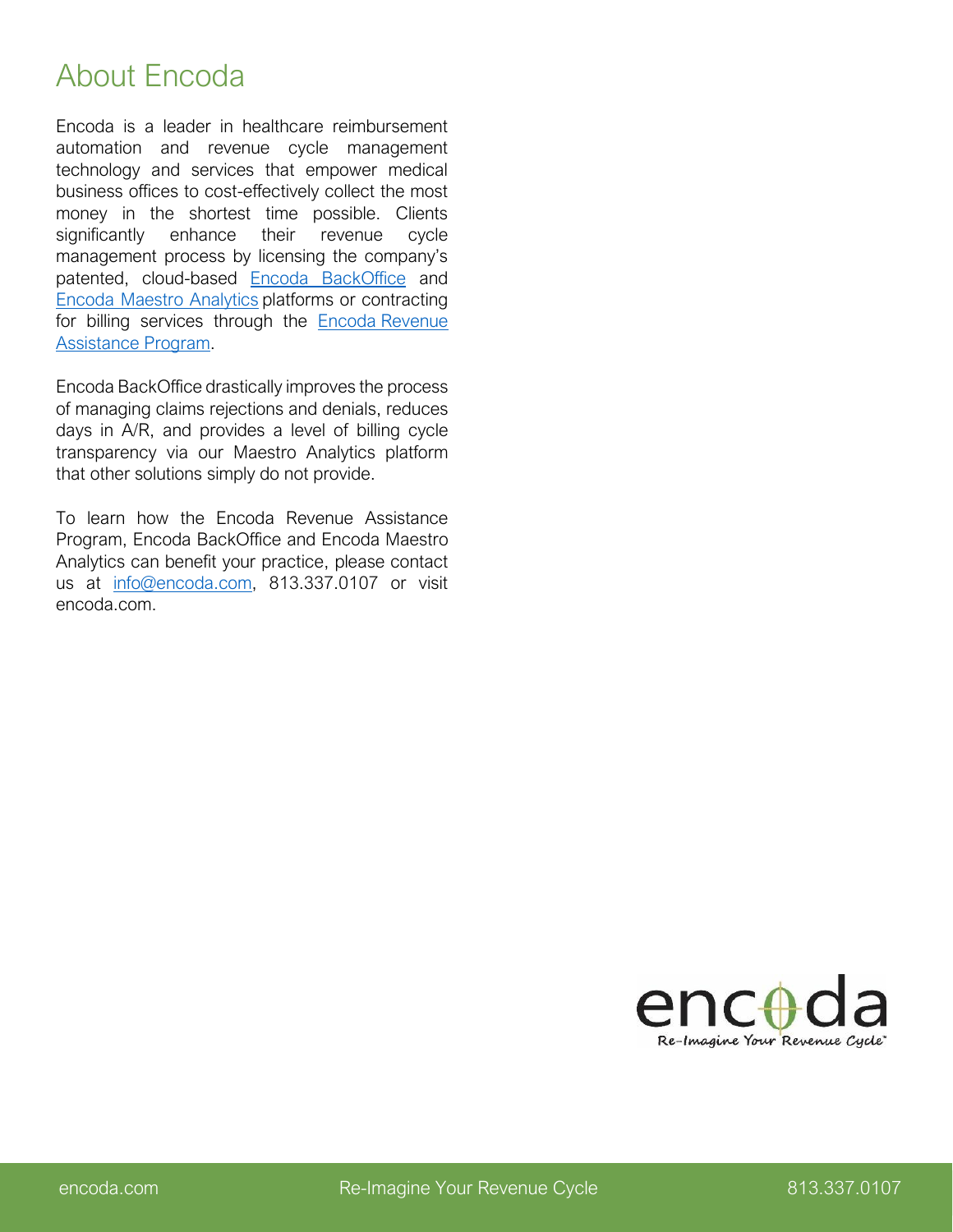# About Encoda

Encoda is a leader in healthcare reimbursement automation and revenue cycle management technology and services that empower medical business offices to cost-effectively collect the most money in the shortest time possible. Clients significantly enhance their revenue cycle management process by licensing the company's patented, cloud-based Encoda BackOffice and Encoda Maestro Analytics platforms or contracting for billing services through the Encoda Revenue Assistance Program.

Encoda BackOffice drastically improves the process of managing claims rejections and denials, reduces days in A/R, and provides a level of billing cycle transparency via our Maestro Analytics platform that other solutions simply do not provide.

To learn how the Encoda Revenue Assistance Program, Encoda BackOffice and Encoda Maestro Analytics can benefit your practice, please contact us at info@encoda.com, 813.337.0107 or visit encoda.com.

encoda
Re-Imagine Your Revenue Cycle™